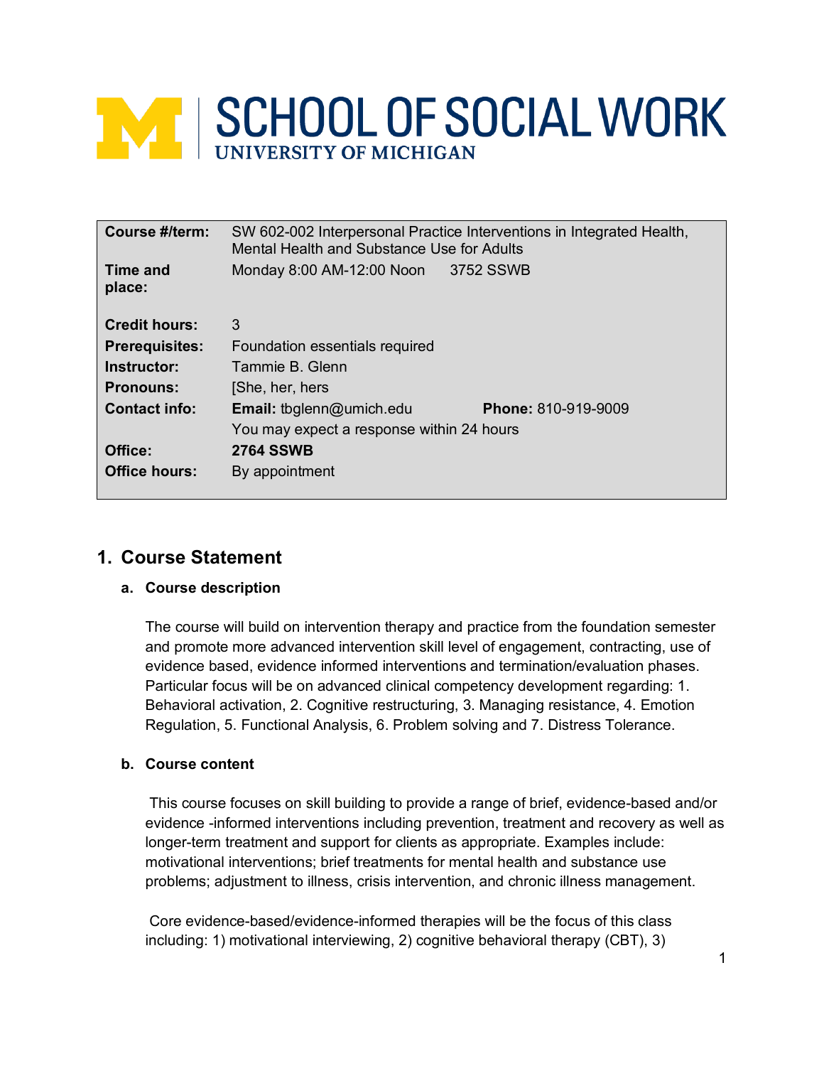# SCHOOL OF SOCIAL WORK
UNIVERSITY OF MICHIGAN

| | | |
|---|---|---|
| **Course #/term:** | SW 602-002 Interpersonal Practice Interventions in Integrated Health, Mental Health and Substance Use for Adults | |
| **Time and place:** | Monday 8:00 AM-12:00 Noon | 3752 SSWB |
| **Credit hours:** | 3 | |
| **Prerequisites:** | Foundation essentials required | |
| **Instructor:** | Tammie B. Glenn | |
| **Pronouns:** | [She, her, hers | |
| **Contact info:** | **Email:** tbglenn@umich.edu | **Phone:** 810-919-9009 |
| | You may expect a response within 24 hours | |
| **Office:** | **2764 SSWB** | |
| **Office hours:** | By appointment | |

## 1. Course Statement

### a. Course description

The course will build on intervention therapy and practice from the foundation semester and promote more advanced intervention skill level of engagement, contracting, use of evidence based, evidence informed interventions and termination/evaluation phases. Particular focus will be on advanced clinical competency development regarding: 1. Behavioral activation, 2. Cognitive restructuring, 3. Managing resistance, 4. Emotion Regulation, 5. Functional Analysis, 6. Problem solving and 7. Distress Tolerance.

### b. Course content

This course focuses on skill building to provide a range of brief, evidence-based and/or evidence -informed interventions including prevention, treatment and recovery as well as longer-term treatment and support for clients as appropriate. Examples include: motivational interventions; brief treatments for mental health and substance use problems; adjustment to illness, crisis intervention, and chronic illness management.

Core evidence-based/evidence-informed therapies will be the focus of this class including: 1) motivational interviewing, 2) cognitive behavioral therapy (CBT), 3)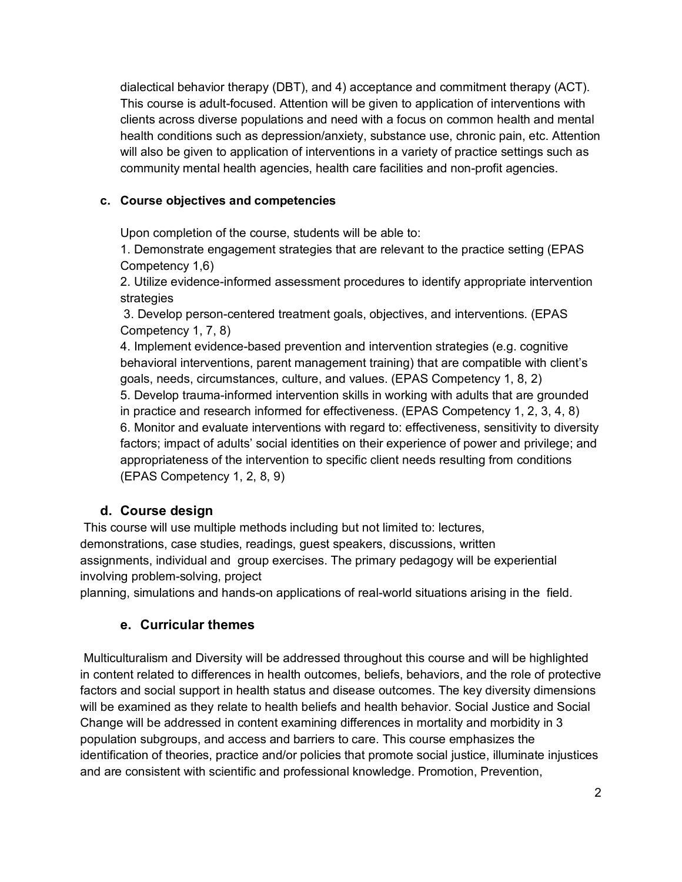dialectical behavior therapy (DBT), and 4) acceptance and commitment therapy (ACT). This course is adult-focused. Attention will be given to application of interventions with clients across diverse populations and need with a focus on common health and mental health conditions such as depression/anxiety, substance use, chronic pain, etc. Attention will also be given to application of interventions in a variety of practice settings such as community mental health agencies, health care facilities and non-profit agencies.

### c. Course objectives and competencies

Upon completion of the course, students will be able to:

1. Demonstrate engagement strategies that are relevant to the practice setting (EPAS Competency 1,6)
2. Utilize evidence-informed assessment procedures to identify appropriate intervention strategies
3. Develop person-centered treatment goals, objectives, and interventions. (EPAS Competency 1, 7, 8)
4. Implement evidence-based prevention and intervention strategies (e.g. cognitive behavioral interventions, parent management training) that are compatible with client's goals, needs, circumstances, culture, and values. (EPAS Competency 1, 8, 2)
5. Develop trauma-informed intervention skills in working with adults that are grounded in practice and research informed for effectiveness. (EPAS Competency 1, 2, 3, 4, 8)
6. Monitor and evaluate interventions with regard to: effectiveness, sensitivity to diversity factors; impact of adults' social identities on their experience of power and privilege; and appropriateness of the intervention to specific client needs resulting from conditions (EPAS Competency 1, 2, 8, 9)

## d. Course design

This course will use multiple methods including but not limited to: lectures, demonstrations, case studies, readings, guest speakers, discussions, written assignments, individual and group exercises. The primary pedagogy will be experiential involving problem-solving, project planning, simulations and hands-on applications of real-world situations arising in the field.

## e. Curricular themes

Multiculturalism and Diversity will be addressed throughout this course and will be highlighted in content related to differences in health outcomes, beliefs, behaviors, and the role of protective factors and social support in health status and disease outcomes. The key diversity dimensions will be examined as they relate to health beliefs and health behavior. Social Justice and Social Change will be addressed in content examining differences in mortality and morbidity in 3 population subgroups, and access and barriers to care. This course emphasizes the identification of theories, practice and/or policies that promote social justice, illuminate injustices and are consistent with scientific and professional knowledge. Promotion, Prevention,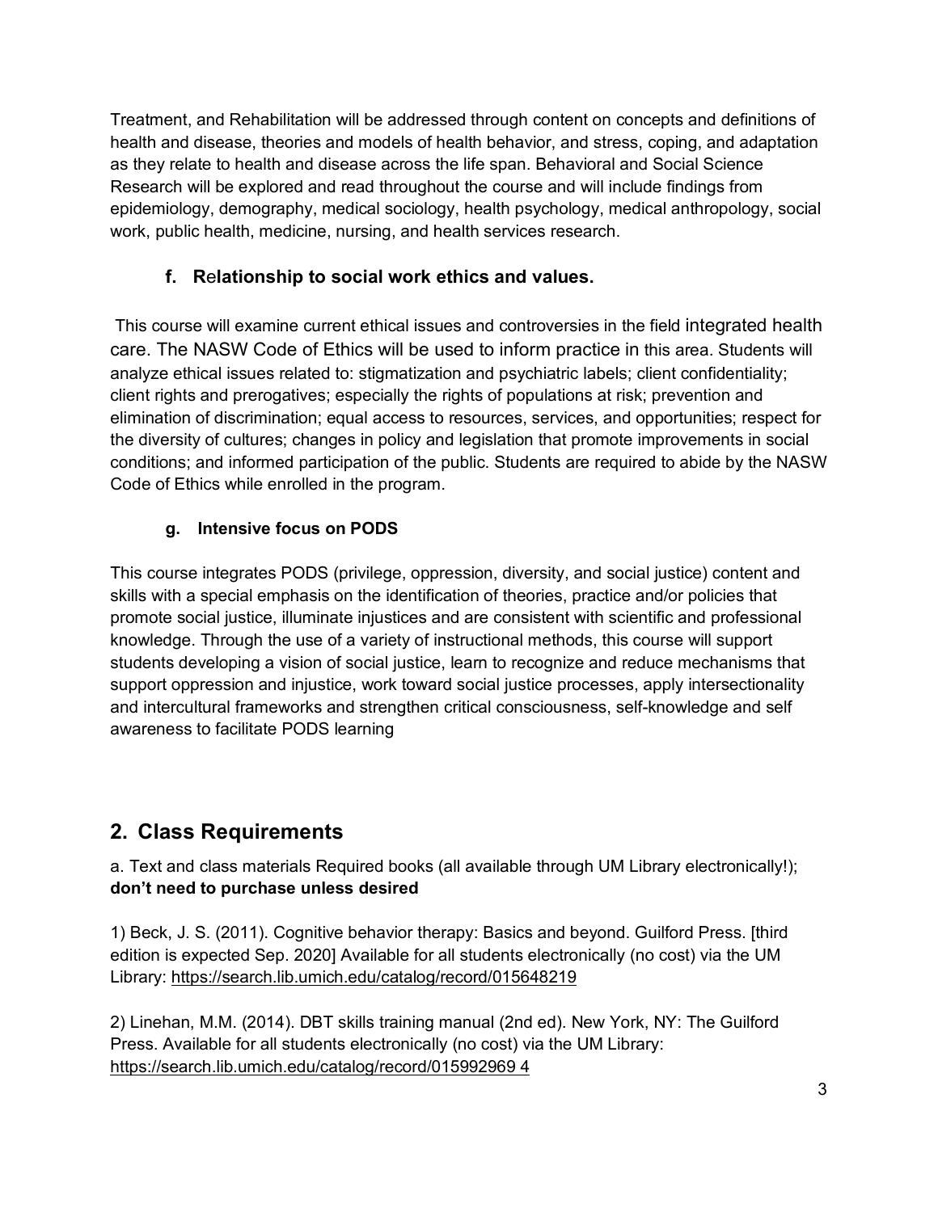Treatment, and Rehabilitation will be addressed through content on concepts and definitions of health and disease, theories and models of health behavior, and stress, coping, and adaptation as they relate to health and disease across the life span. Behavioral and Social Science Research will be explored and read throughout the course and will include findings from epidemiology, demography, medical sociology, health psychology, medical anthropology, social work, public health, medicine, nursing, and health services research.

### f. Relationship to social work ethics and values.

This course will examine current ethical issues and controversies in the field integrated health care. The NASW Code of Ethics will be used to inform practice in this area. Students will analyze ethical issues related to: stigmatization and psychiatric labels; client confidentiality; client rights and prerogatives; especially the rights of populations at risk; prevention and elimination of discrimination; equal access to resources, services, and opportunities; respect for the diversity of cultures; changes in policy and legislation that promote improvements in social conditions; and informed participation of the public. Students are required to abide by the NASW Code of Ethics while enrolled in the program.

### g. Intensive focus on PODS

This course integrates PODS (privilege, oppression, diversity, and social justice) content and skills with a special emphasis on the identification of theories, practice and/or policies that promote social justice, illuminate injustices and are consistent with scientific and professional knowledge. Through the use of a variety of instructional methods, this course will support students developing a vision of social justice, learn to recognize and reduce mechanisms that support oppression and injustice, work toward social justice processes, apply intersectionality and intercultural frameworks and strengthen critical consciousness, self-knowledge and self awareness to facilitate PODS learning

## 2. Class Requirements

a. Text and class materials Required books (all available through UM Library electronically!); **don't need to purchase unless desired**

1) Beck, J. S. (2011). Cognitive behavior therapy: Basics and beyond. Guilford Press. [third edition is expected Sep. 2020] Available for all students electronically (no cost) via the UM Library: https://search.lib.umich.edu/catalog/record/015648219

2) Linehan, M.M. (2014). DBT skills training manual (2nd ed). New York, NY: The Guilford Press. Available for all students electronically (no cost) via the UM Library: https://search.lib.umich.edu/catalog/record/015992969 4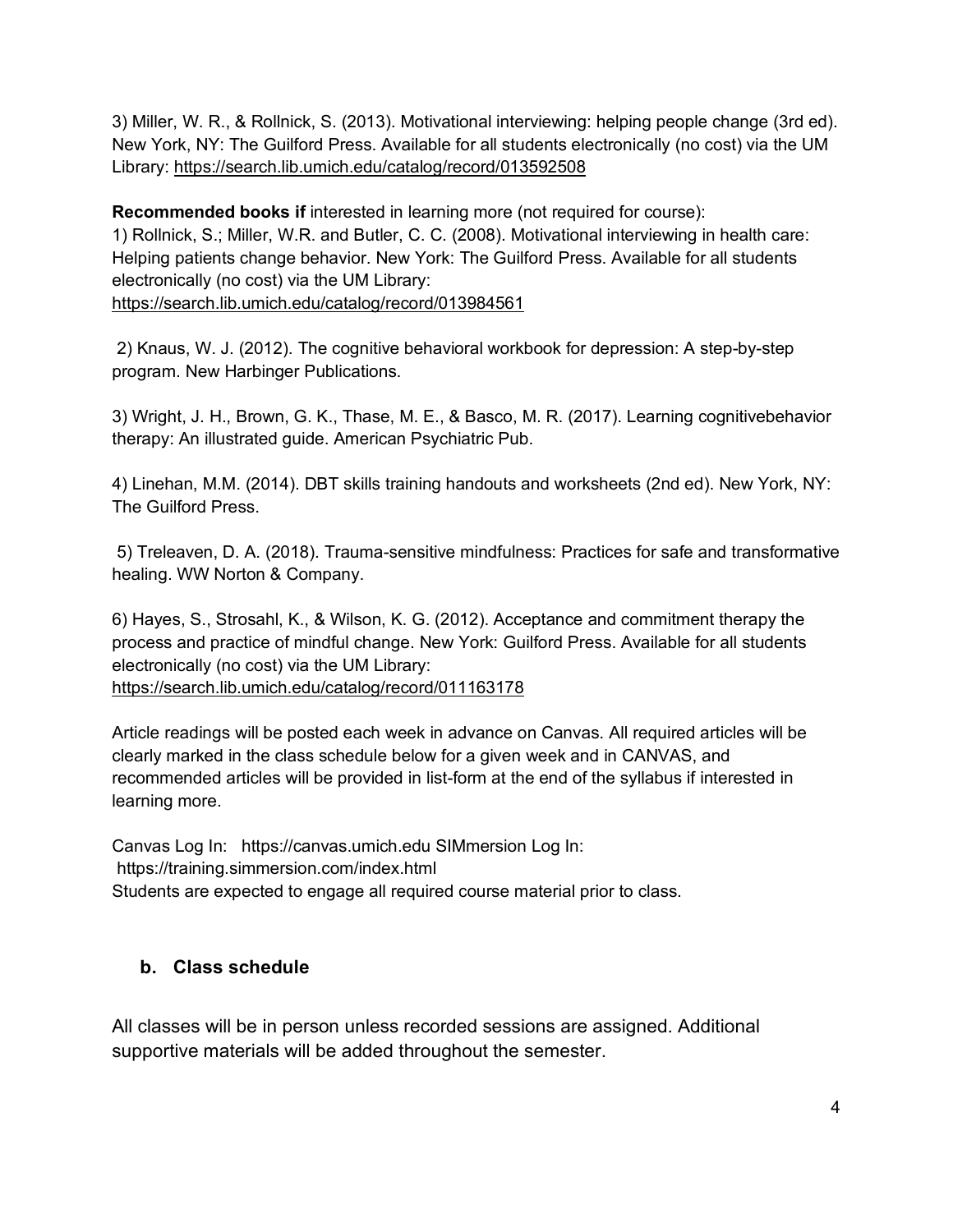3) Miller, W. R., & Rollnick, S. (2013). Motivational interviewing: helping people change (3rd ed). New York, NY: The Guilford Press. Available for all students electronically (no cost) via the UM Library: https://search.lib.umich.edu/catalog/record/013592508

**Recommended books if** interested in learning more (not required for course):

1) Rollnick, S.; Miller, W.R. and Butler, C. C. (2008). Motivational interviewing in health care: Helping patients change behavior. New York: The Guilford Press. Available for all students electronically (no cost) via the UM Library: https://search.lib.umich.edu/catalog/record/013984561

2) Knaus, W. J. (2012). The cognitive behavioral workbook for depression: A step-by-step program. New Harbinger Publications.

3) Wright, J. H., Brown, G. K., Thase, M. E., & Basco, M. R. (2017). Learning cognitivebehavior therapy: An illustrated guide. American Psychiatric Pub.

4) Linehan, M.M. (2014). DBT skills training handouts and worksheets (2nd ed). New York, NY: The Guilford Press.

5) Treleaven, D. A. (2018). Trauma-sensitive mindfulness: Practices for safe and transformative healing. WW Norton & Company.

6) Hayes, S., Strosahl, K., & Wilson, K. G. (2012). Acceptance and commitment therapy the process and practice of mindful change. New York: Guilford Press. Available for all students electronically (no cost) via the UM Library: https://search.lib.umich.edu/catalog/record/011163178

Article readings will be posted each week in advance on Canvas. All required articles will be clearly marked in the class schedule below for a given week and in CANVAS, and recommended articles will be provided in list-form at the end of the syllabus if interested in learning more.

Canvas Log In: https://canvas.umich.edu SIMmersion Log In: https://training.simmersion.com/index.html
Students are expected to engage all required course material prior to class.

### b. Class schedule

All classes will be in person unless recorded sessions are assigned. Additional supportive materials will be added throughout the semester.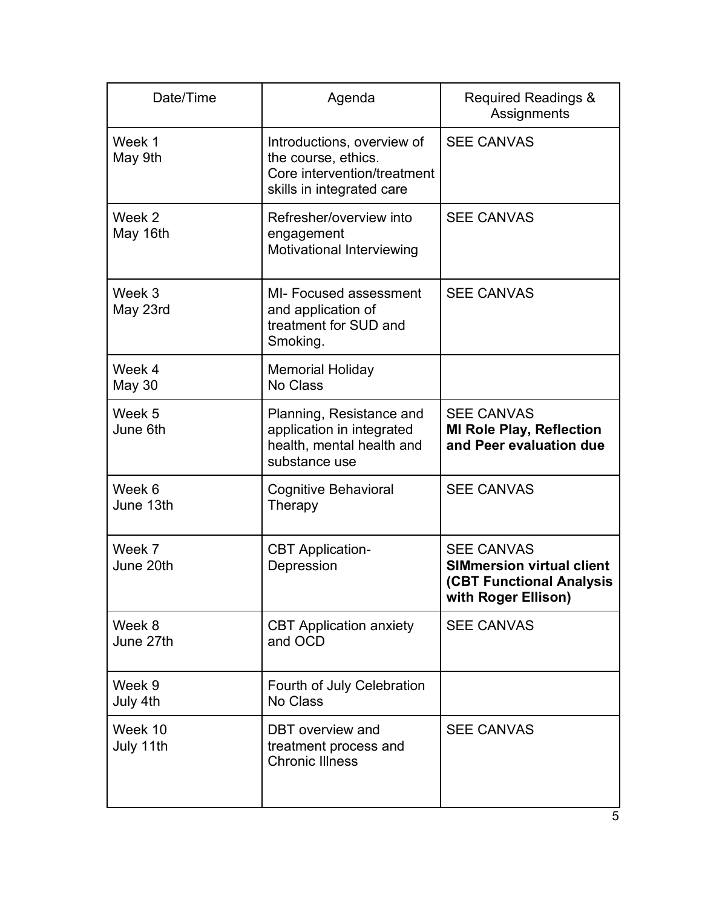| Date/Time | Agenda | Required Readings & Assignments |
|---|---|---|
| Week 1<br>May 9th | Introductions, overview of the course, ethics.<br>Core intervention/treatment skills in integrated care | SEE CANVAS |
| Week 2<br>May 16th | Refresher/overview into engagement<br>Motivational Interviewing | SEE CANVAS |
| Week 3<br>May 23rd | MI- Focused assessment and application of treatment for SUD and Smoking. | SEE CANVAS |
| Week 4<br>May 30 | Memorial Holiday<br>No Class | |
| Week 5<br>June 6th | Planning, Resistance and application in integrated health, mental health and substance use | SEE CANVAS<br>**MI Role Play, Reflection and Peer evaluation due** |
| Week 6<br>June 13th | Cognitive Behavioral Therapy | SEE CANVAS |
| Week 7<br>June 20th | CBT Application-Depression | SEE CANVAS<br>**SIMmersion virtual client (CBT Functional Analysis with Roger Ellison)** |
| Week 8<br>June 27th | CBT Application anxiety and OCD | SEE CANVAS |
| Week 9<br>July 4th | Fourth of July Celebration<br>No Class | |
| Week 10<br>July 11th | DBT overview and treatment process and Chronic Illness | SEE CANVAS |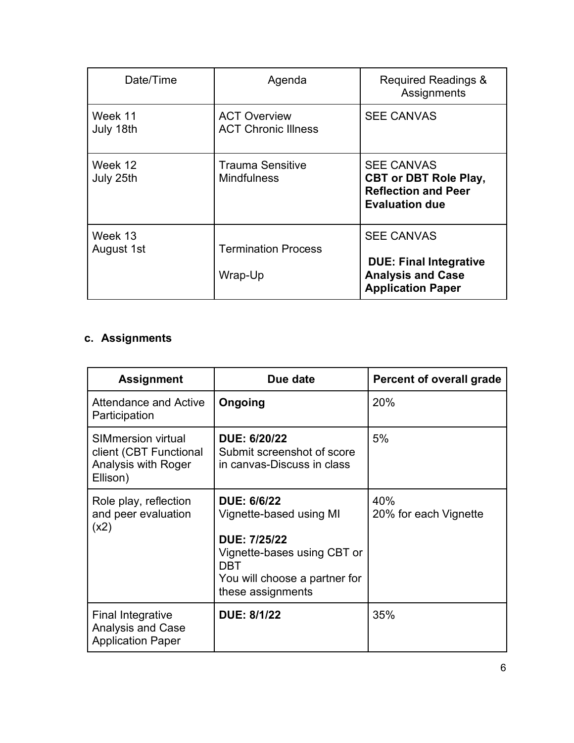| Date/Time | Agenda | Required Readings & Assignments |
|---|---|---|
| Week 11<br>July 18th | ACT Overview<br>ACT Chronic Illness | SEE CANVAS |
| Week 12<br>July 25th | Trauma Sensitive Mindfulness | SEE CANVAS<br>**CBT or DBT Role Play, Reflection and Peer Evaluation due** |
| Week 13<br>August 1st | Termination Process<br><br>Wrap-Up | SEE CANVAS<br><br>**DUE: Final Integrative Analysis and Case Application Paper** |

### c. Assignments

| Assignment | Due date | Percent of overall grade |
|---|---|---|
| Attendance and Active Participation | **Ongoing** | 20% |
| SIMmersion virtual client (CBT Functional Analysis with Roger Ellison) | **DUE: 6/20/22**<br>Submit screenshot of score in canvas-Discuss in class | 5% |
| Role play, reflection and peer evaluation (x2) | **DUE: 6/6/22**<br>Vignette-based using MI<br><br>**DUE: 7/25/22**<br>Vignette-bases using CBT or DBT<br>You will choose a partner for these assignments | 40%<br>20% for each Vignette |
| Final Integrative Analysis and Case Application Paper | **DUE: 8/1/22** | 35% |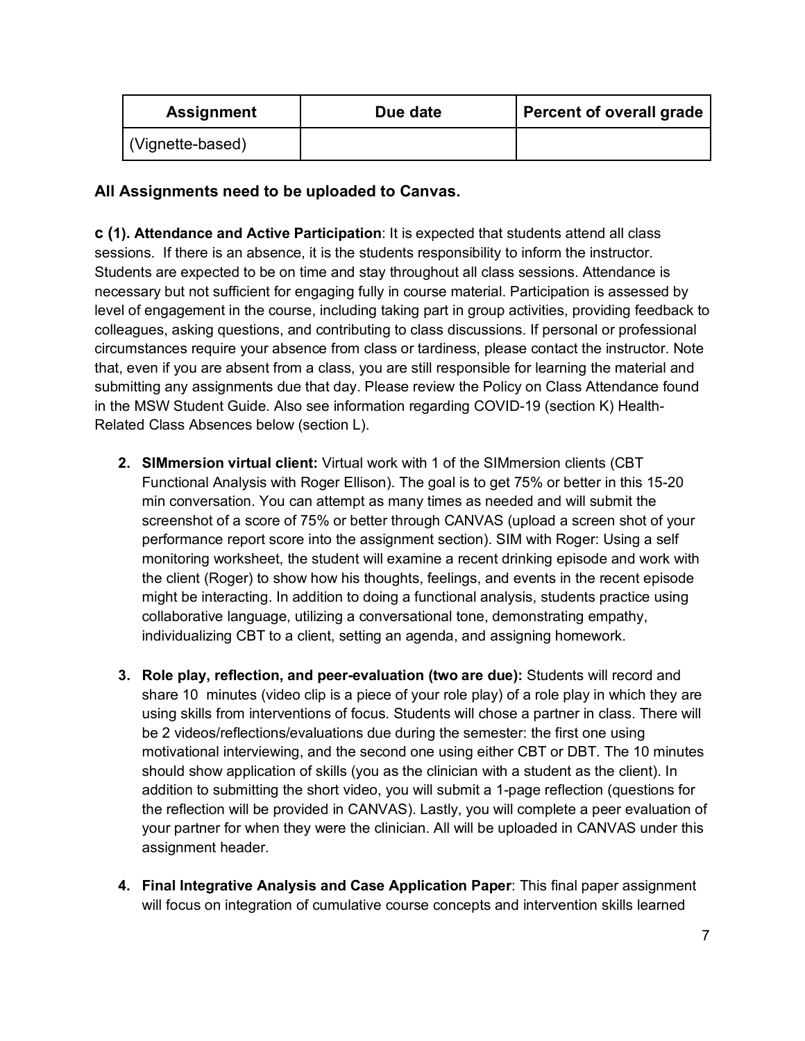| Assignment | Due date | Percent of overall grade |
| --- | --- | --- |
| (Vignette-based) | | |

**All Assignments need to be uploaded to Canvas.**

**c (1). Attendance and Active Participation**: It is expected that students attend all class sessions. If there is an absence, it is the students responsibility to inform the instructor. Students are expected to be on time and stay throughout all class sessions. Attendance is necessary but not sufficient for engaging fully in course material. Participation is assessed by level of engagement in the course, including taking part in group activities, providing feedback to colleagues, asking questions, and contributing to class discussions. If personal or professional circumstances require your absence from class or tardiness, please contact the instructor. Note that, even if you are absent from a class, you are still responsible for learning the material and submitting any assignments due that day. Please review the Policy on Class Attendance found in the MSW Student Guide. Also see information regarding COVID-19 (section K) Health-Related Class Absences below (section L).

2. **SIMmersion virtual client:** Virtual work with 1 of the SIMmersion clients (CBT Functional Analysis with Roger Ellison). The goal is to get 75% or better in this 15-20 min conversation. You can attempt as many times as needed and will submit the screenshot of a score of 75% or better through CANVAS (upload a screen shot of your performance report score into the assignment section). SIM with Roger: Using a self monitoring worksheet, the student will examine a recent drinking episode and work with the client (Roger) to show how his thoughts, feelings, and events in the recent episode might be interacting. In addition to doing a functional analysis, students practice using collaborative language, utilizing a conversational tone, demonstrating empathy, individualizing CBT to a client, setting an agenda, and assigning homework.

3. **Role play, reflection, and peer-evaluation (two are due):** Students will record and share 10 minutes (video clip is a piece of your role play) of a role play in which they are using skills from interventions of focus. Students will chose a partner in class. There will be 2 videos/reflections/evaluations due during the semester: the first one using motivational interviewing, and the second one using either CBT or DBT. The 10 minutes should show application of skills (you as the clinician with a student as the client). In addition to submitting the short video, you will submit a 1-page reflection (questions for the reflection will be provided in CANVAS). Lastly, you will complete a peer evaluation of your partner for when they were the clinician. All will be uploaded in CANVAS under this assignment header.

4. **Final Integrative Analysis and Case Application Paper**: This final paper assignment will focus on integration of cumulative course concepts and intervention skills learned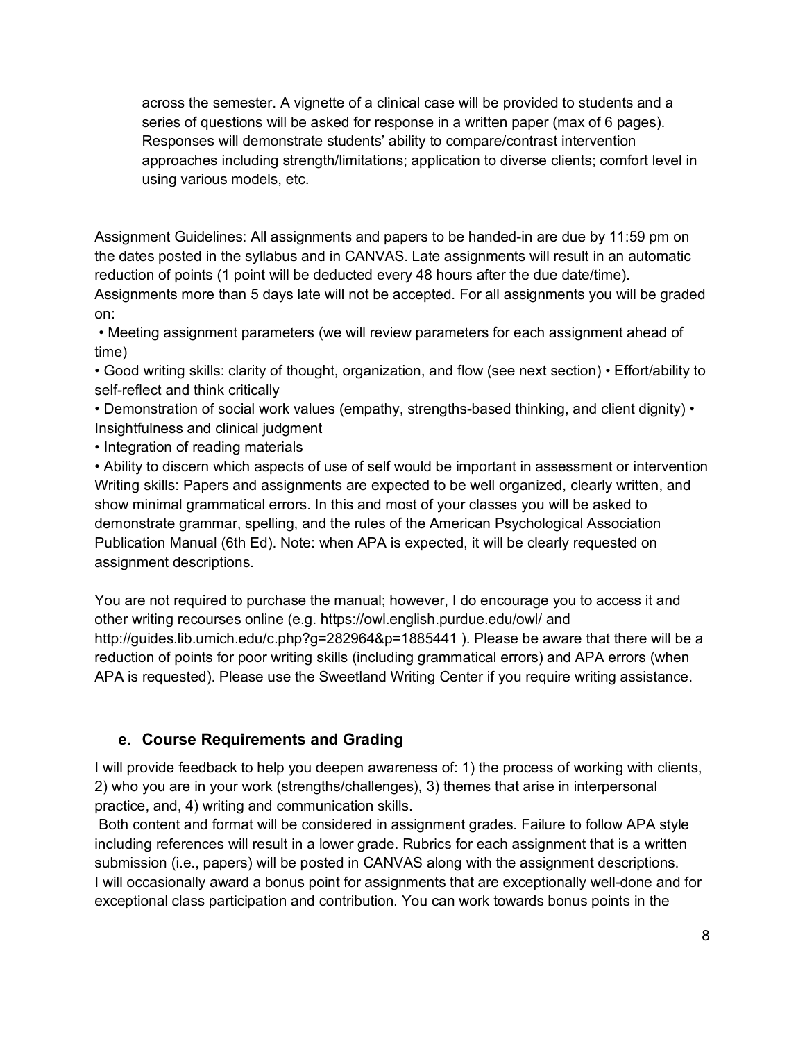across the semester. A vignette of a clinical case will be provided to students and a series of questions will be asked for response in a written paper (max of 6 pages). Responses will demonstrate students' ability to compare/contrast intervention approaches including strength/limitations; application to diverse clients; comfort level in using various models, etc.

Assignment Guidelines: All assignments and papers to be handed-in are due by 11:59 pm on the dates posted in the syllabus and in CANVAS. Late assignments will result in an automatic reduction of points (1 point will be deducted every 48 hours after the due date/time). Assignments more than 5 days late will not be accepted. For all assignments you will be graded on:

- Meeting assignment parameters (we will review parameters for each assignment ahead of time)
- Good writing skills: clarity of thought, organization, and flow (see next section)
- Effort/ability to self-reflect and think critically
- Demonstration of social work values (empathy, strengths-based thinking, and client dignity)
- Insightfulness and clinical judgment
- Integration of reading materials
- Ability to discern which aspects of use of self would be important in assessment or intervention

Writing skills: Papers and assignments are expected to be well organized, clearly written, and show minimal grammatical errors. In this and most of your classes you will be asked to demonstrate grammar, spelling, and the rules of the American Psychological Association Publication Manual (6th Ed). Note: when APA is expected, it will be clearly requested on assignment descriptions.

You are not required to purchase the manual; however, I do encourage you to access it and other writing recourses online (e.g. https://owl.english.purdue.edu/owl/ and http://guides.lib.umich.edu/c.php?g=282964&p=1885441 ). Please be aware that there will be a reduction of points for poor writing skills (including grammatical errors) and APA errors (when APA is requested). Please use the Sweetland Writing Center if you require writing assistance.

### e. Course Requirements and Grading

I will provide feedback to help you deepen awareness of: 1) the process of working with clients, 2) who you are in your work (strengths/challenges), 3) themes that arise in interpersonal practice, and, 4) writing and communication skills.

Both content and format will be considered in assignment grades. Failure to follow APA style including references will result in a lower grade. Rubrics for each assignment that is a written submission (i.e., papers) will be posted in CANVAS along with the assignment descriptions.
I will occasionally award a bonus point for assignments that are exceptionally well-done and for exceptional class participation and contribution. You can work towards bonus points in the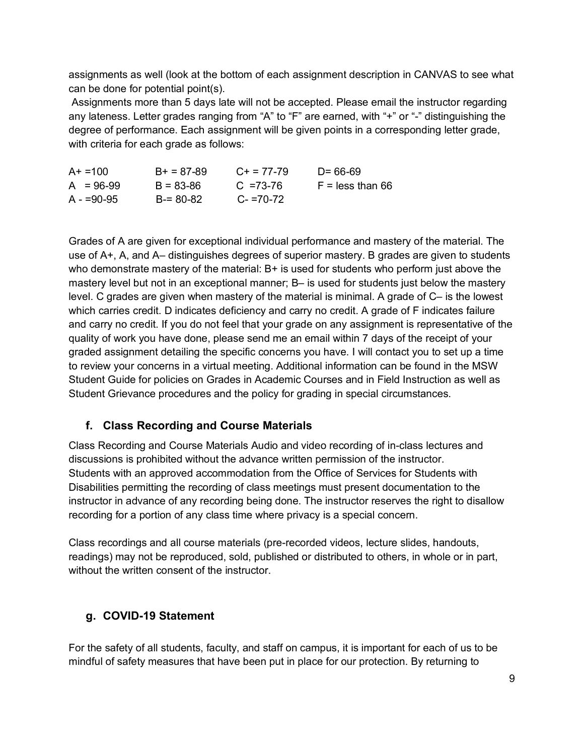assignments as well (look at the bottom of each assignment description in CANVAS to see what can be done for potential point(s).

Assignments more than 5 days late will not be accepted. Please email the instructor regarding any lateness. Letter grades ranging from "A" to "F" are earned, with "+" or "-" distinguishing the degree of performance. Each assignment will be given points in a corresponding letter grade, with criteria for each grade as follows:

| | | | |
|---|---|---|---|
| A+ =100 | B+ = 87-89 | C+ = 77-79 | D= 66-69 |
| A = 96-99 | B = 83-86 | C =73-76 | F = less than 66 |
| A - =90-95 | B-= 80-82 | C- =70-72 | |

Grades of A are given for exceptional individual performance and mastery of the material. The use of A+, A, and A– distinguishes degrees of superior mastery. B grades are given to students who demonstrate mastery of the material: B+ is used for students who perform just above the mastery level but not in an exceptional manner; B– is used for students just below the mastery level. C grades are given when mastery of the material is minimal. A grade of C– is the lowest which carries credit. D indicates deficiency and carry no credit. A grade of F indicates failure and carry no credit. If you do not feel that your grade on any assignment is representative of the quality of work you have done, please send me an email within 7 days of the receipt of your graded assignment detailing the specific concerns you have. I will contact you to set up a time to review your concerns in a virtual meeting. Additional information can be found in the MSW Student Guide for policies on Grades in Academic Courses and in Field Instruction as well as Student Grievance procedures and the policy for grading in special circumstances.

### f. Class Recording and Course Materials

Class Recording and Course Materials Audio and video recording of in-class lectures and discussions is prohibited without the advance written permission of the instructor. Students with an approved accommodation from the Office of Services for Students with Disabilities permitting the recording of class meetings must present documentation to the instructor in advance of any recording being done. The instructor reserves the right to disallow recording for a portion of any class time where privacy is a special concern.

Class recordings and all course materials (pre-recorded videos, lecture slides, handouts, readings) may not be reproduced, sold, published or distributed to others, in whole or in part, without the written consent of the instructor.

### g. COVID-19 Statement

For the safety of all students, faculty, and staff on campus, it is important for each of us to be mindful of safety measures that have been put in place for our protection. By returning to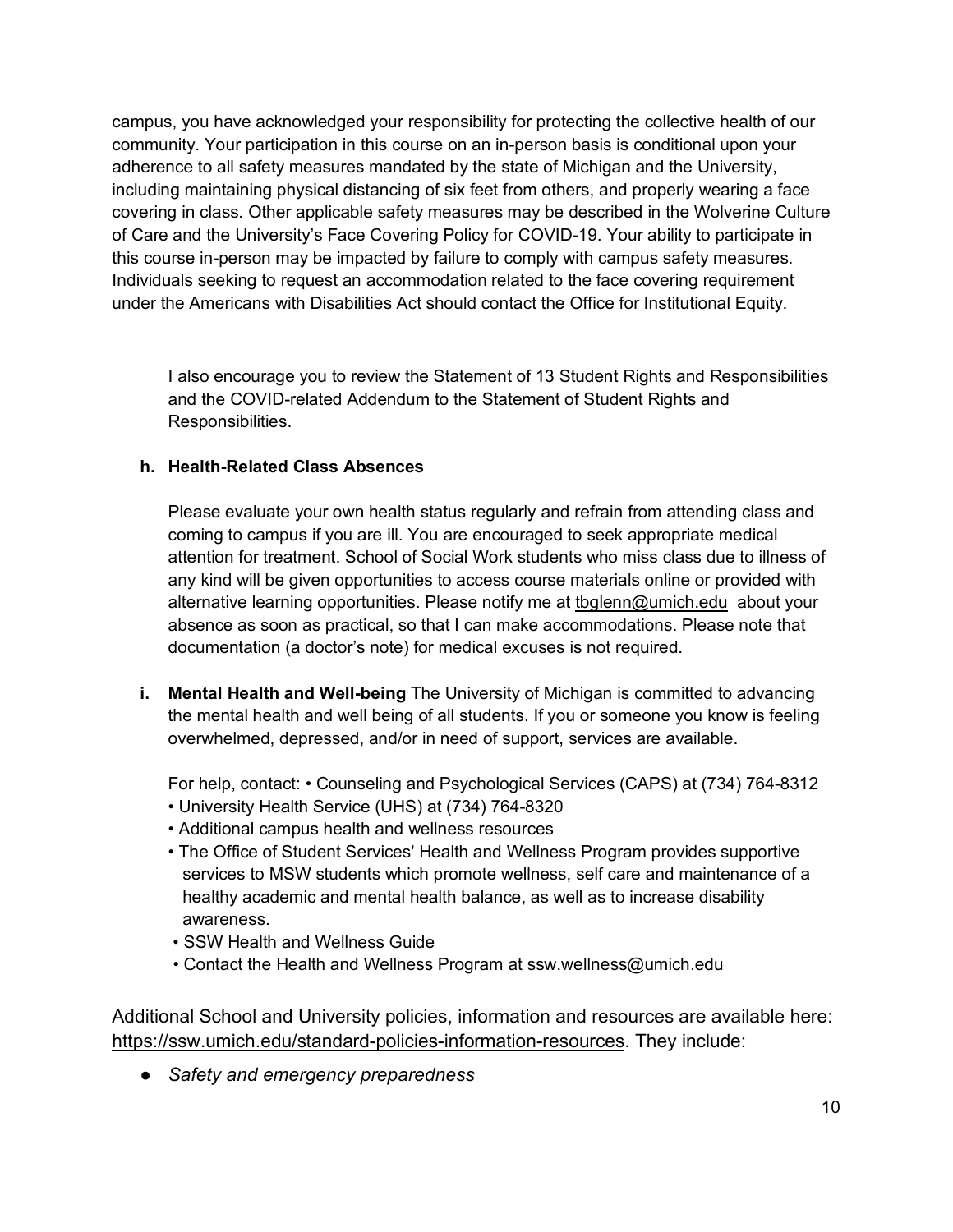campus, you have acknowledged your responsibility for protecting the collective health of our community. Your participation in this course on an in-person basis is conditional upon your adherence to all safety measures mandated by the state of Michigan and the University, including maintaining physical distancing of six feet from others, and properly wearing a face covering in class. Other applicable safety measures may be described in the Wolverine Culture of Care and the University's Face Covering Policy for COVID-19. Your ability to participate in this course in-person may be impacted by failure to comply with campus safety measures. Individuals seeking to request an accommodation related to the face covering requirement under the Americans with Disabilities Act should contact the Office for Institutional Equity.

I also encourage you to review the Statement of 13 Student Rights and Responsibilities and the COVID-related Addendum to the Statement of Student Rights and Responsibilities.

**h. Health-Related Class Absences**

Please evaluate your own health status regularly and refrain from attending class and coming to campus if you are ill. You are encouraged to seek appropriate medical attention for treatment. School of Social Work students who miss class due to illness of any kind will be given opportunities to access course materials online or provided with alternative learning opportunities. Please notify me at tbglenn@umich.edu about your absence as soon as practical, so that I can make accommodations. Please note that documentation (a doctor's note) for medical excuses is not required.

**i. Mental Health and Well-being** The University of Michigan is committed to advancing the mental health and well being of all students. If you or someone you know is feeling overwhelmed, depressed, and/or in need of support, services are available.

For help, contact:
- Counseling and Psychological Services (CAPS) at (734) 764-8312
- University Health Service (UHS) at (734) 764-8320
- Additional campus health and wellness resources
- The Office of Student Services' Health and Wellness Program provides supportive services to MSW students which promote wellness, self care and maintenance of a healthy academic and mental health balance, as well as to increase disability awareness.
- SSW Health and Wellness Guide
- Contact the Health and Wellness Program at ssw.wellness@umich.edu

Additional School and University policies, information and resources are available here: https://ssw.umich.edu/standard-policies-information-resources. They include:

- *Safety and emergency preparedness*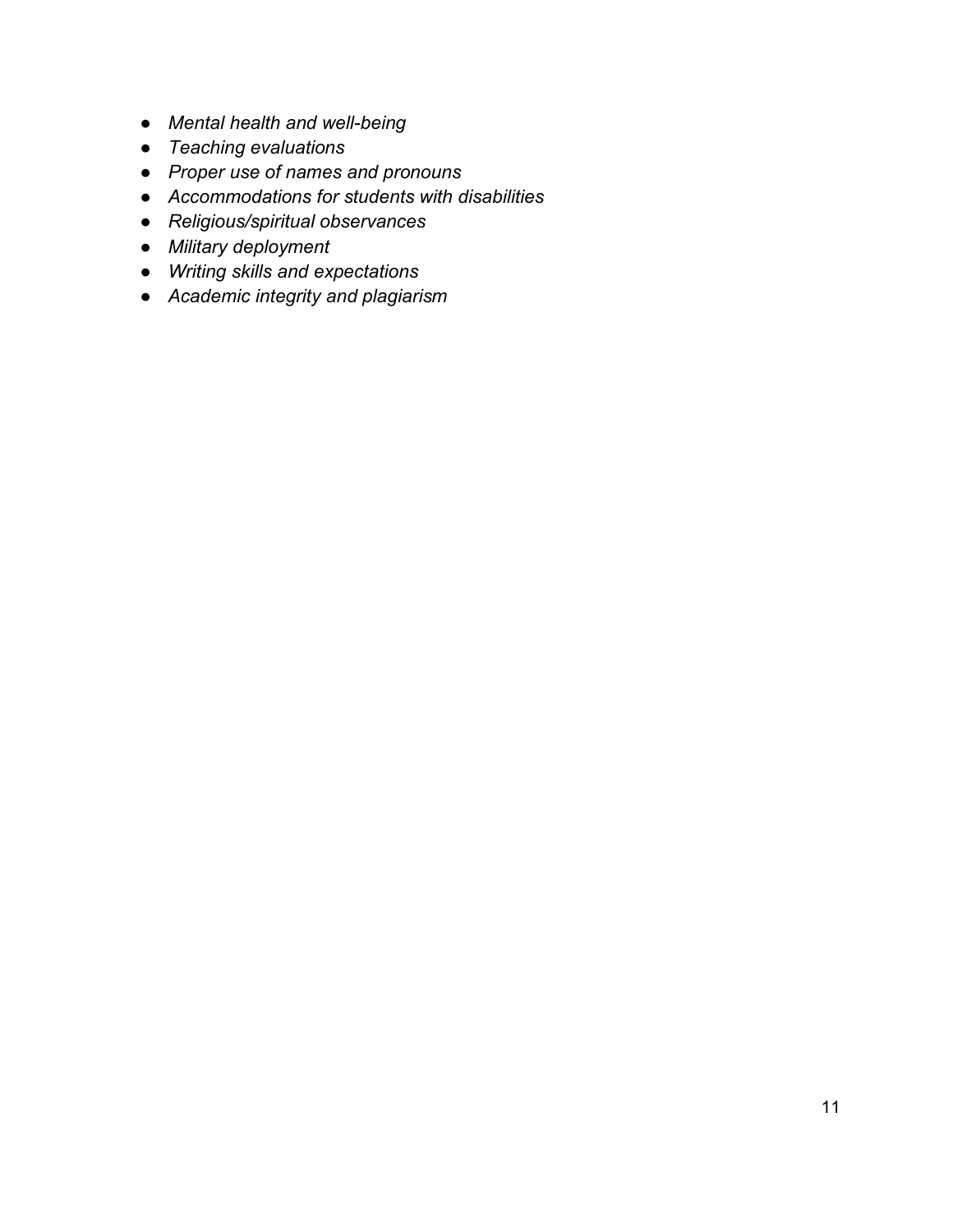- *Mental health and well-being*
- *Teaching evaluations*
- *Proper use of names and pronouns*
- *Accommodations for students with disabilities*
- *Religious/spiritual observances*
- *Military deployment*
- *Writing skills and expectations*
- *Academic integrity and plagiarism*